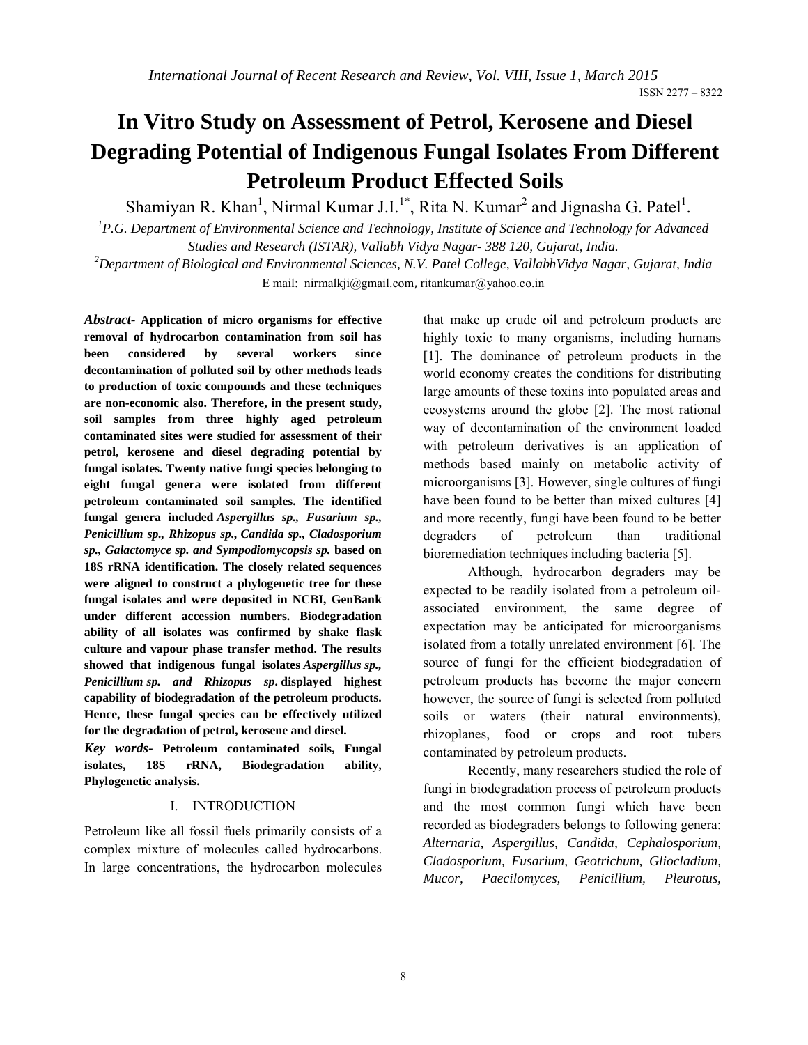# In Vitro Study on Assessment of Petrol, Kerosene and Diesel Degrading Potential of Indigenous Fungal Isolates From Different Petroleum Product Effected Soils

Shamiyan R. Khan[1], Nirmal Kumar J.I.[1*], Rita N. Kumar[2] and Jignasha G. Patel[1].

[1]*P.G. Department of Environmental Science and Technology, Institute of Science and Technology for Advanced Studies and Research (ISTAR), Vallabh Vidya Nagar- 388 120, Gujarat, India.*

[2]*Department of Biological and Environmental Sciences, N.V. Patel College, VallabhVidya Nagar, Gujarat, India*

E mail: nirmalkji@gmail.com, ritankumar@yahoo.co.in

***Abstract-*** **Application of micro organisms for effective removal of hydrocarbon contamination from soil has been considered by several workers since decontamination of polluted soil by other methods leads to production of toxic compounds and these techniques are non-economic also. Therefore, in the present study, soil samples from three highly aged petroleum contaminated sites were studied for assessment of their petrol, kerosene and diesel degrading potential by fungal isolates. Twenty native fungi species belonging to eight fungal genera were isolated from different petroleum contaminated soil samples. The identified fungal genera included *Aspergillus sp., Fusarium sp., Penicillium sp., Rhizopus sp., Candida sp., Cladosporium sp., Galactomyce sp. and Sympodiomycopsis sp.* based on 18S rRNA identification. The closely related sequences were aligned to construct a phylogenetic tree for these fungal isolates and were deposited in NCBI, GenBank under different accession numbers. Biodegradation ability of all isolates was confirmed by shake flask culture and vapour phase transfer method. The results showed that indigenous fungal isolates *Aspergillus sp., Penicillium sp. and Rhizopus sp.* displayed highest capability of biodegradation of the petroleum products. Hence, these fungal species can be effectively utilized for the degradation of petrol, kerosene and diesel.**

***Key words-*** **Petroleum contaminated soils, Fungal isolates, 18S rRNA, Biodegradation ability, Phylogenetic analysis.**

## I. INTRODUCTION

Petroleum like all fossil fuels primarily consists of a complex mixture of molecules called hydrocarbons. In large concentrations, the hydrocarbon molecules that make up crude oil and petroleum products are highly toxic to many organisms, including humans [1]. The dominance of petroleum products in the world economy creates the conditions for distributing large amounts of these toxins into populated areas and ecosystems around the globe [2]. The most rational way of decontamination of the environment loaded with petroleum derivatives is an application of methods based mainly on metabolic activity of microorganisms [3]. However, single cultures of fungi have been found to be better than mixed cultures [4] and more recently, fungi have been found to be better degraders of petroleum than traditional bioremediation techniques including bacteria [5].

Although, hydrocarbon degraders may be expected to be readily isolated from a petroleum oil-associated environment, the same degree of expectation may be anticipated for microorganisms isolated from a totally unrelated environment [6]. The source of fungi for the efficient biodegradation of petroleum products has become the major concern however, the source of fungi is selected from polluted soils or waters (their natural environments), rhizoplanes, food or crops and root tubers contaminated by petroleum products.

Recently, many researchers studied the role of fungi in biodegradation process of petroleum products and the most common fungi which have been recorded as biodegraders belongs to following genera: *Alternaria, Aspergillus, Candida, Cephalosporium, Cladosporium, Fusarium, Geotrichum, Gliocladium, Mucor, Paecilomyces, Penicillium, Pleurotus,*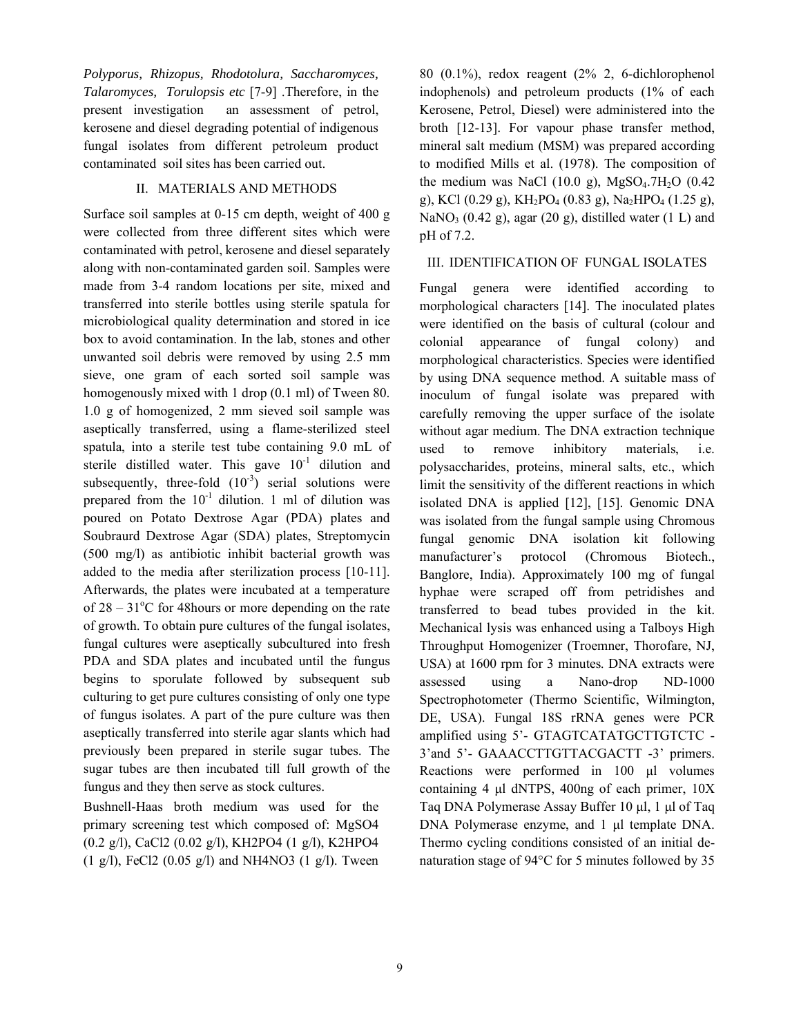*Polyporus, Rhizopus, Rhodotolura, Saccharomyces, Talaromyces, Torulopsis etc* [7-9] .Therefore, in the present investigation an assessment of petrol, kerosene and diesel degrading potential of indigenous fungal isolates from different petroleum product contaminated soil sites has been carried out.

## II. MATERIALS AND METHODS

Surface soil samples at 0-15 cm depth, weight of 400 g were collected from three different sites which were contaminated with petrol, kerosene and diesel separately along with non-contaminated garden soil. Samples were made from 3-4 random locations per site, mixed and transferred into sterile bottles using sterile spatula for microbiological quality determination and stored in ice box to avoid contamination. In the lab, stones and other unwanted soil debris were removed by using 2.5 mm sieve, one gram of each sorted soil sample was homogenously mixed with 1 drop (0.1 ml) of Tween 80. 1.0 g of homogenized, 2 mm sieved soil sample was aseptically transferred, using a flame-sterilized steel spatula, into a sterile test tube containing 9.0 mL of sterile distilled water. This gave $10^{-1}$ dilution and subsequently, three-fold ($10^{-3}$) serial solutions were prepared from the $10^{-1}$ dilution. 1 ml of dilution was poured on Potato Dextrose Agar (PDA) plates and Soubraurd Dextrose Agar (SDA) plates, Streptomycin (500 mg/l) as antibiotic inhibit bacterial growth was added to the media after sterilization process [10-11]. Afterwards, the plates were incubated at a temperature of 28 – 31°C for 48hours or more depending on the rate of growth. To obtain pure cultures of the fungal isolates, fungal cultures were aseptically subcultured into fresh PDA and SDA plates and incubated until the fungus begins to sporulate followed by subsequent sub culturing to get pure cultures consisting of only one type of fungus isolates. A part of the pure culture was then aseptically transferred into sterile agar slants which had previously been prepared in sterile sugar tubes. The sugar tubes are then incubated till full growth of the fungus and they then serve as stock cultures.

Bushnell-Haas broth medium was used for the primary screening test which composed of: MgSO4 (0.2 g/l), CaCl2 (0.02 g/l), KH2PO4 (1 g/l), K2HPO4 (1 g/l), FeCl2 (0.05 g/l) and NH4NO3 (1 g/l). Tween 80 (0.1%), redox reagent (2% 2, 6-dichlorophenol indophenols) and petroleum products (1% of each Kerosene, Petrol, Diesel) were administered into the broth [12-13]. For vapour phase transfer method, mineral salt medium (MSM) was prepared according to modified Mills et al. (1978). The composition of the medium was NaCl (10.0 g), $MgSO_4.7H_2O$ (0.42 g), KCl (0.29 g), $KH_2PO_4$ (0.83 g), $Na_2HPO_4$ (1.25 g), $NaNO_3$ (0.42 g), agar (20 g), distilled water (1 L) and pH of 7.2.

## III. IDENTIFICATION OF FUNGAL ISOLATES

Fungal genera were identified according to morphological characters [14]. The inoculated plates were identified on the basis of cultural (colour and colonial appearance of fungal colony) and morphological characteristics. Species were identified by using DNA sequence method. A suitable mass of inoculum of fungal isolate was prepared with carefully removing the upper surface of the isolate without agar medium. The DNA extraction technique used to remove inhibitory materials, i.e. polysaccharides, proteins, mineral salts, etc., which limit the sensitivity of the different reactions in which isolated DNA is applied [12], [15]. Genomic DNA was isolated from the fungal sample using Chromous fungal genomic DNA isolation kit following manufacturer's protocol (Chromous Biotech., Banglore, India). Approximately 100 mg of fungal hyphae were scraped off from petridishes and transferred to bead tubes provided in the kit. Mechanical lysis was enhanced using a Talboys High Throughput Homogenizer (Troemner, Thorofare, NJ, USA) at 1600 rpm for 3 minutes. DNA extracts were assessed using a Nano-drop ND-1000 Spectrophotometer (Thermo Scientific, Wilmington, DE, USA). Fungal 18S rRNA genes were PCR amplified using 5'- GTAGTCATATGCTTGTCTC - 3'and 5'- GAAACCTTGTTACGACTT -3' primers. Reactions were performed in 100 µl volumes containing 4 µl dNTPS, 400ng of each primer, 10X Taq DNA Polymerase Assay Buffer 10 µl, 1 µl of Taq DNA Polymerase enzyme, and 1 µl template DNA. Thermo cycling conditions consisted of an initial de-naturation stage of 94°C for 5 minutes followed by 35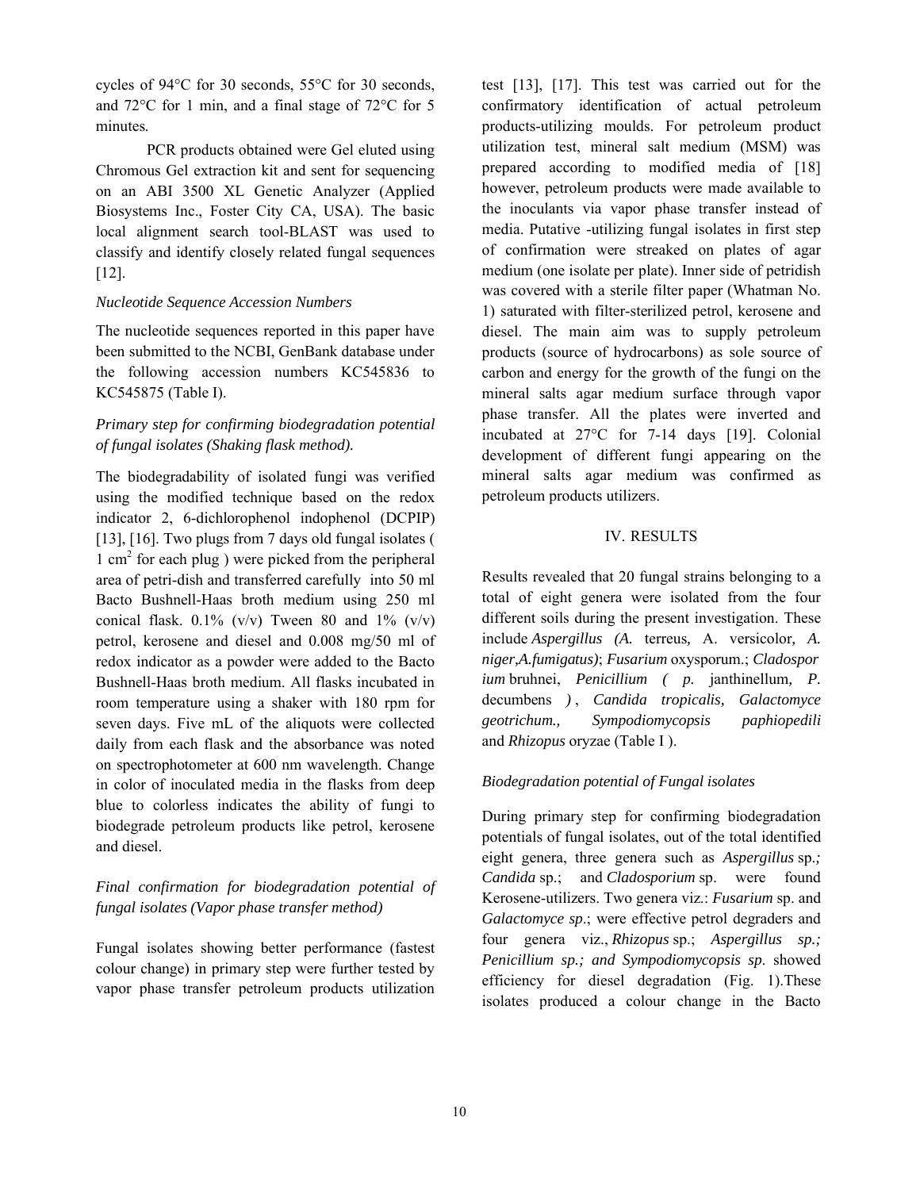cycles of 94°C for 30 seconds, 55°C for 30 seconds, and 72°C for 1 min, and a final stage of 72°C for 5 minutes.

PCR products obtained were Gel eluted using Chromous Gel extraction kit and sent for sequencing on an ABI 3500 XL Genetic Analyzer (Applied Biosystems Inc., Foster City CA, USA). The basic local alignment search tool-BLAST was used to classify and identify closely related fungal sequences [12].

*Nucleotide Sequence Accession Numbers*

The nucleotide sequences reported in this paper have been submitted to the NCBI, GenBank database under the following accession numbers KC545836 to KC545875 (Table I).

*Primary step for confirming biodegradation potential of fungal isolates (Shaking flask method).*

The biodegradability of isolated fungi was verified using the modified technique based on the redox indicator 2, 6-dichlorophenol indophenol (DCPIP) [13], [16]. Two plugs from 7 days old fungal isolates ( 1 $cm^2$ for each plug ) were picked from the peripheral area of petri-dish and transferred carefully into 50 ml Bacto Bushnell-Haas broth medium using 250 ml conical flask. 0.1% (v/v) Tween 80 and 1% (v/v) petrol, kerosene and diesel and 0.008 mg/50 ml of redox indicator as a powder were added to the Bacto Bushnell-Haas broth medium. All flasks incubated in room temperature using a shaker with 180 rpm for seven days. Five mL of the aliquots were collected daily from each flask and the absorbance was noted on spectrophotometer at 600 nm wavelength. Change in color of inoculated media in the flasks from deep blue to colorless indicates the ability of fungi to biodegrade petroleum products like petrol, kerosene and diesel.

*Final confirmation for biodegradation potential of fungal isolates (Vapor phase transfer method)*

Fungal isolates showing better performance (fastest colour change) in primary step were further tested by vapor phase transfer petroleum products utilization test [13], [17]. This test was carried out for the confirmatory identification of actual petroleum products-utilizing moulds. For petroleum product utilization test, mineral salt medium (MSM) was prepared according to modified media of [18] however, petroleum products were made available to the inoculants via vapor phase transfer instead of media. Putative -utilizing fungal isolates in first step of confirmation were streaked on plates of agar medium (one isolate per plate). Inner side of petridish was covered with a sterile filter paper (Whatman No. 1) saturated with filter-sterilized petrol, kerosene and diesel. The main aim was to supply petroleum products (source of hydrocarbons) as sole source of carbon and energy for the growth of the fungi on the mineral salts agar medium surface through vapor phase transfer. All the plates were inverted and incubated at 27°C for 7-14 days [19]. Colonial development of different fungi appearing on the mineral salts agar medium was confirmed as petroleum products utilizers.

## IV. RESULTS

Results revealed that 20 fungal strains belonging to a total of eight genera were isolated from the four different soils during the present investigation. These include *Aspergillus (A.* terreus*,* A. versicolor*, A. niger,A.fumigatus)*; *Fusarium* oxysporum.; *Cladosporium* bruhnei, *Penicillium ( p.* janthinellum*, P.* decumbens *)* , *Candida tropicalis, Galactomyce geotrichum., Sympodiomycopsis paphiopedili* and *Rhizopus* oryzae (Table I ).

*Biodegradation potential of Fungal isolates*

During primary step for confirming biodegradation potentials of fungal isolates, out of the total identified eight genera, three genera such as *Aspergillus* sp.*; Candida* sp.; and *Cladosporium* sp. were found Kerosene-utilizers. Two genera viz.: *Fusarium* sp. and *Galactomyce sp*.; were effective petrol degraders and four genera viz., *Rhizopus* sp.; *Aspergillus sp.; Penicillium sp.; and Sympodiomycopsis sp*. showed efficiency for diesel degradation (Fig. 1).These isolates produced a colour change in the Bacto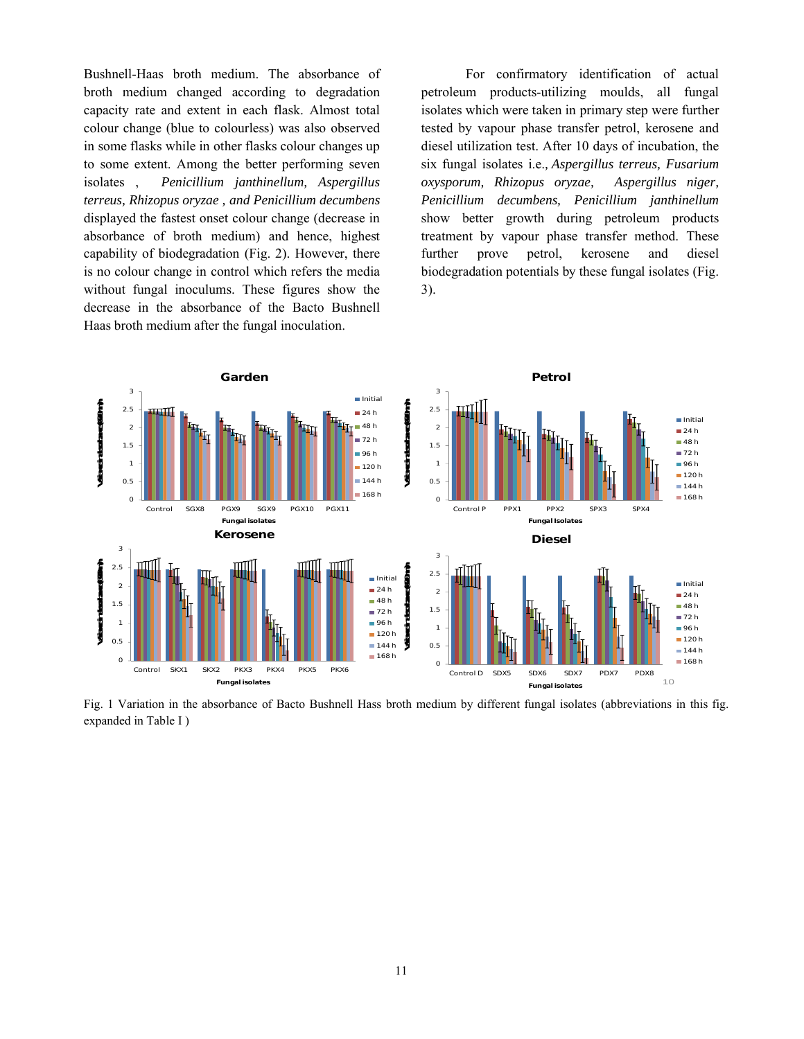Bushnell-Haas broth medium. The absorbance of broth medium changed according to degradation capacity rate and extent in each flask. Almost total colour change (blue to colourless) was also observed in some flasks while in other flasks colour changes up to some extent. Among the better performing seven isolates , *Penicillium janthinellum, Aspergillus terreus, Rhizopus oryzae , and Penicillium decumbens* displayed the fastest onset colour change (decrease in absorbance of broth medium) and hence, highest capability of biodegradation (Fig. 2). However, there is no colour change in control which refers the media without fungal inoculums. These figures show the decrease in the absorbance of the Bacto Bushnell Haas broth medium after the fungal inoculation.

For confirmatory identification of actual petroleum products-utilizing moulds, all fungal isolates which were taken in primary step were further tested by vapour phase transfer petrol, kerosene and diesel utilization test. After 10 days of incubation, the six fungal isolates i.e., *Aspergillus terreus, Fusarium oxysporum, Rhizopus oryzae, Aspergillus niger, Penicillium decumbens, Penicillium janthinellum* show better growth during petroleum products treatment by vapour phase transfer method. These further prove petrol, kerosene and diesel biodegradation potentials by these fungal isolates (Fig. 3).

Fig. 1 Variation in the absorbance of Bacto Bushnell Hass broth medium by different fungal isolates (abbreviations in this fig. expanded in Table I )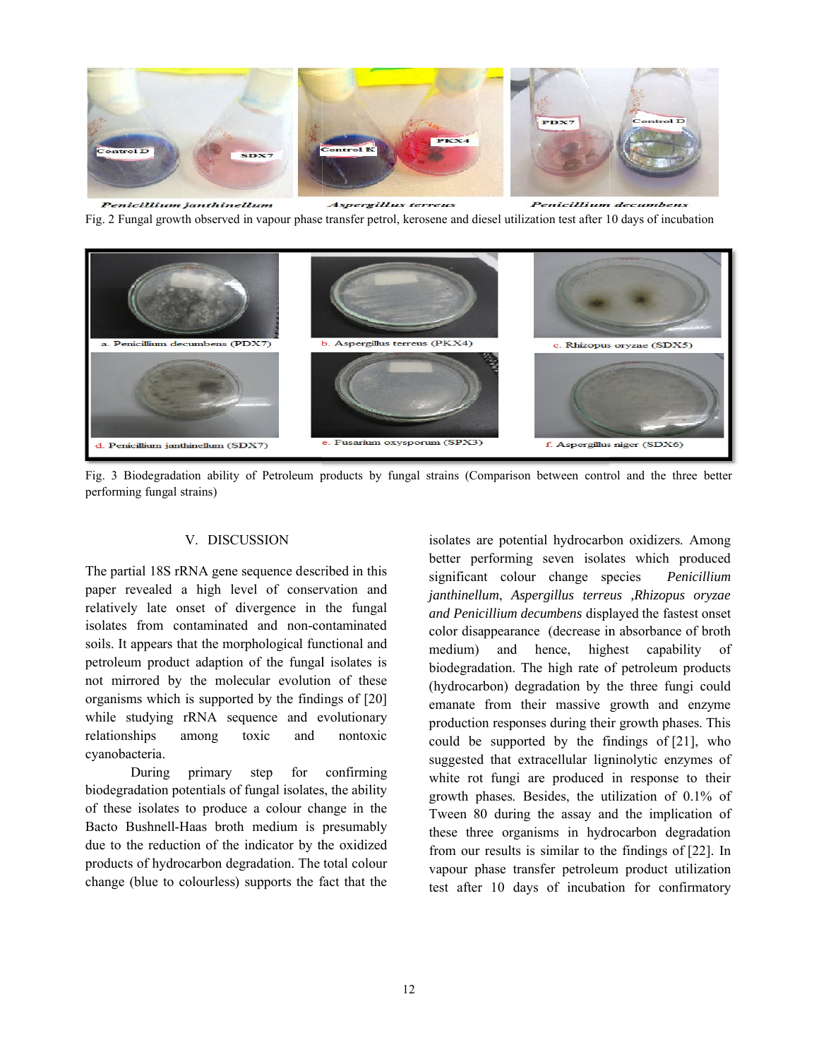Fig. 2 Fungal growth observed in vapour phase transfer petrol, kerosene and diesel utilization test after 10 days of incubation

Fig. 3 Biodegradation ability of Petroleum products by fungal strains (Comparison between control and the three better performing fungal strains)

## V. DISCUSSION

The partial 18S rRNA gene sequence described in this paper revealed a high level of conservation and relatively late onset of divergence in the fungal isolates from contaminated and non-contaminated soils. It appears that the morphological functional and petroleum product adaption of the fungal isolates is not mirrored by the molecular evolution of these organisms which is supported by the findings of [20] while studying rRNA sequence and evolutionary relationships among toxic and nontoxic cyanobacteria.

During primary step for confirming biodegradation potentials of fungal isolates, the ability of these isolates to produce a colour change in the Bacto Bushnell-Haas broth medium is presumably due to the reduction of the indicator by the oxidized products of hydrocarbon degradation. The total colour change (blue to colourless) supports the fact that the isolates are potential hydrocarbon oxidizers. Among better performing seven isolates which produced significant colour change species *Penicillium janthinellum*, *Aspergillus terreus* ,*Rhizopus oryzae and Penicillium decumbens* displayed the fastest onset color disappearance (decrease in absorbance of broth medium) and hence, highest capability of biodegradation. The high rate of petroleum products (hydrocarbon) degradation by the three fungi could emanate from their massive growth and enzyme production responses during their growth phases. This could be supported by the findings of [21], who suggested that extracellular ligninolytic enzymes of white rot fungi are produced in response to their growth phases. Besides, the utilization of 0.1% of Tween 80 during the assay and the implication of these three organisms in hydrocarbon degradation from our results is similar to the findings of [22]. In vapour phase transfer petroleum product utilization test after 10 days of incubation for confirmatory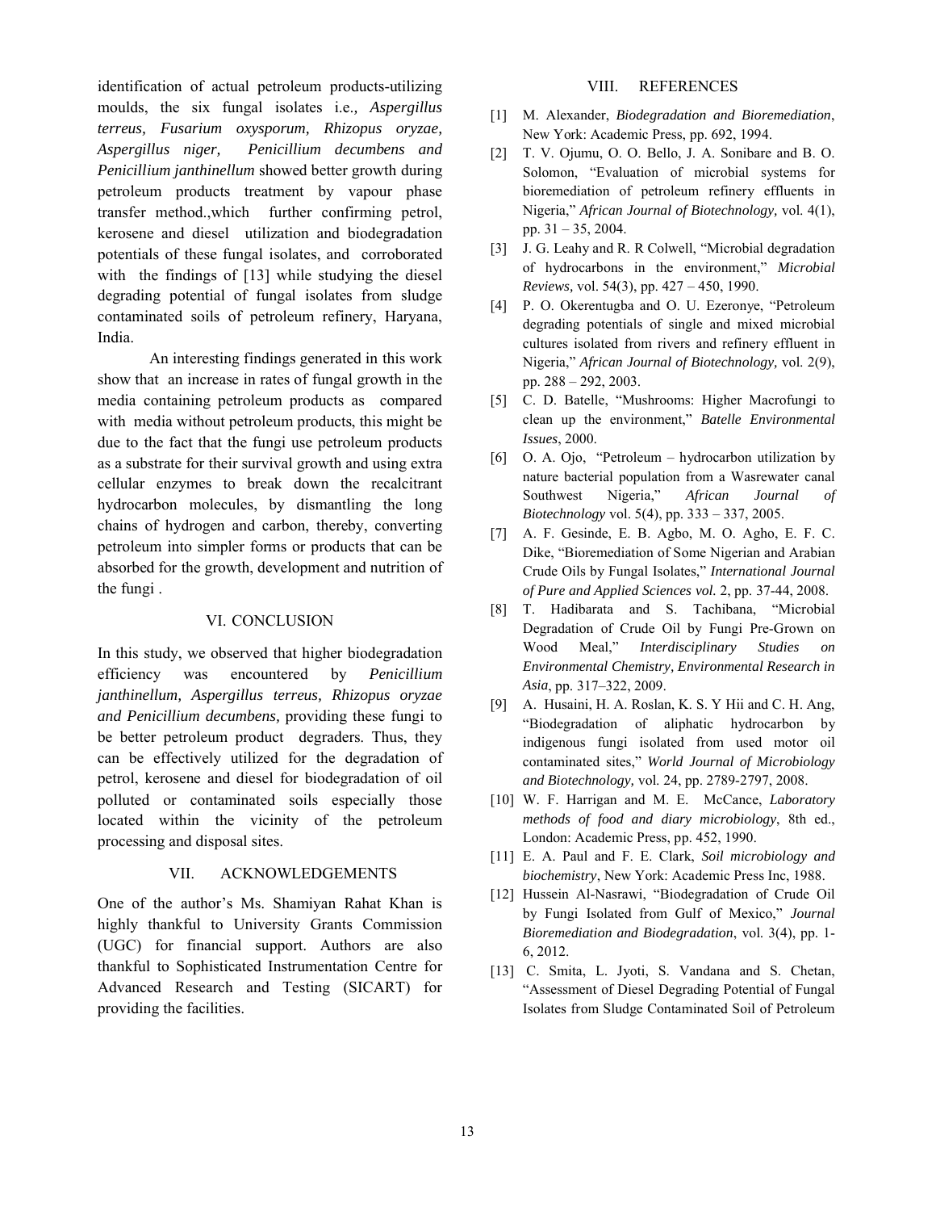identification of actual petroleum products-utilizing moulds, the six fungal isolates i.e., ***Aspergillus terreus, Fusarium oxysporum, Rhizopus oryzae, Aspergillus niger, Penicillium decumbens and*** *Penicillium janthinellum* showed better growth during petroleum products treatment by vapour phase transfer method.,which further confirming petrol, kerosene and diesel utilization and biodegradation potentials of these fungal isolates, and corroborated with the findings of [13] while studying the diesel degrading potential of fungal isolates from sludge contaminated soils of petroleum refinery, Haryana, India.

An interesting findings generated in this work show that an increase in rates of fungal growth in the media containing petroleum products as compared with media without petroleum products, this might be due to the fact that the fungi use petroleum products as a substrate for their survival growth and using extra cellular enzymes to break down the recalcitrant hydrocarbon molecules, by dismantling the long chains of hydrogen and carbon, thereby, converting petroleum into simpler forms or products that can be absorbed for the growth, development and nutrition of the fungi .

## VI. CONCLUSION

In this study, we observed that higher biodegradation efficiency was encountered by *Penicillium janthinellum, Aspergillus terreus, Rhizopus oryzae and Penicillium decumbens,* providing these fungi to be better petroleum product degraders. Thus, they can be effectively utilized for the degradation of petrol, kerosene and diesel for biodegradation of oil polluted or contaminated soils especially those located within the vicinity of the petroleum processing and disposal sites.

## VII. ACKNOWLEDGEMENTS

One of the author's Ms. Shamiyan Rahat Khan is highly thankful to University Grants Commission (UGC) for financial support. Authors are also thankful to Sophisticated Instrumentation Centre for Advanced Research and Testing (SICART) for providing the facilities.

## VIII. REFERENCES

[1] M. Alexander, *Biodegradation and Bioremediation*, New York: Academic Press, pp. 692, 1994.

[2] T. V. Ojumu, O. O. Bello, J. A. Sonibare and B. O. Solomon, "Evaluation of microbial systems for bioremediation of petroleum refinery effluents in Nigeria," *African Journal of Biotechnology,* vol. 4(1), pp. 31 – 35, 2004.

[3] J. G. Leahy and R. R Colwell, "Microbial degradation of hydrocarbons in the environment," *Microbial Reviews,* vol. 54(3), pp. 427 – 450, 1990.

[4] P. O. Okerentugba and O. U. Ezeronye, "Petroleum degrading potentials of single and mixed microbial cultures isolated from rivers and refinery effluent in Nigeria," *African Journal of Biotechnology,* vol. 2(9), pp. 288 – 292, 2003.

[5] C. D. Batelle, "Mushrooms: Higher Macrofungi to clean up the environment," *Batelle Environmental Issues*, 2000.

[6] O. A. Ojo, "Petroleum – hydrocarbon utilization by nature bacterial population from a Wasrewater canal Southwest Nigeria," *African Journal of Biotechnology* vol. 5(4), pp. 333 – 337, 2005.

[7] A. F. Gesinde, E. B. Agbo, M. O. Agho, E. F. C. Dike, "Bioremediation of Some Nigerian and Arabian Crude Oils by Fungal Isolates," *International Journal of Pure and Applied Sciences vol.* 2, pp. 37-44, 2008.

[8] T. Hadibarata and S. Tachibana, "Microbial Degradation of Crude Oil by Fungi Pre-Grown on Wood Meal," *Interdisciplinary Studies on Environmental Chemistry, Environmental Research in Asia*, pp. 317–322, 2009.

[9] A. Husaini, H. A. Roslan, K. S. Y Hii and C. H. Ang, "Biodegradation of aliphatic hydrocarbon by indigenous fungi isolated from used motor oil contaminated sites," *World Journal of Microbiology and Biotechnology,* vol. 24, pp. 2789-2797, 2008.

[10] W. F. Harrigan and M. E. McCance, *Laboratory methods of food and diary microbiology*, 8th ed., London: Academic Press, pp. 452, 1990.

[11] E. A. Paul and F. E. Clark, *Soil microbiology and biochemistry*, New York: Academic Press Inc, 1988.

[12] Hussein Al-Nasrawi, "Biodegradation of Crude Oil by Fungi Isolated from Gulf of Mexico," *Journal Bioremediation and Biodegradation*, vol. 3(4), pp. 1-6, 2012.

[13] C. Smita, L. Jyoti, S. Vandana and S. Chetan, "Assessment of Diesel Degrading Potential of Fungal Isolates from Sludge Contaminated Soil of Petroleum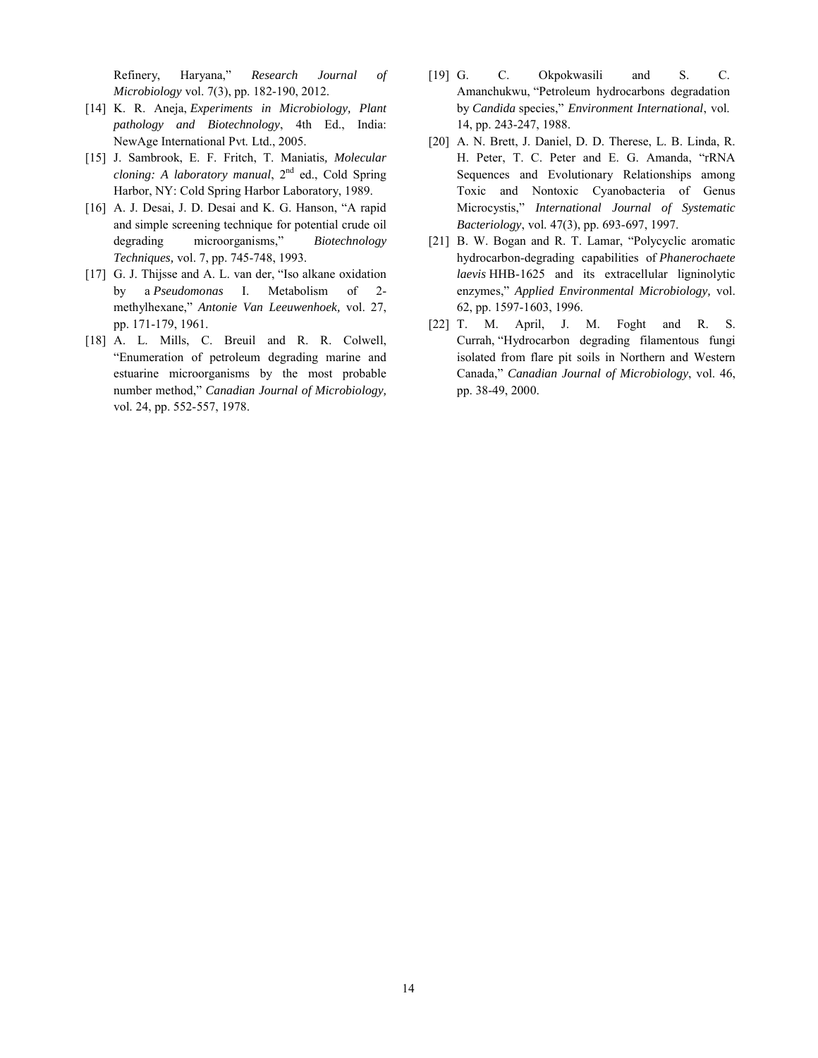Refinery, Haryana," *Research Journal of Microbiology* vol. 7(3), pp. 182-190, 2012.

[14] K. R. Aneja, *Experiments in Microbiology, Plant pathology and Biotechnology*, 4th Ed., India: NewAge International Pvt. Ltd., 2005.

[15] J. Sambrook, E. F. Fritch, T. Maniatis, *Molecular cloning: A laboratory manual*, 2nd ed., Cold Spring Harbor, NY: Cold Spring Harbor Laboratory, 1989.

[16] A. J. Desai, J. D. Desai and K. G. Hanson, "A rapid and simple screening technique for potential crude oil degrading microorganisms," *Biotechnology Techniques,* vol. 7, pp. 745-748, 1993.

[17] G. J. Thijsse and A. L. van der, "Iso alkane oxidation by a *Pseudomonas* I. Metabolism of 2-methylhexane," *Antonie Van Leeuwenhoek,* vol. 27, pp. 171-179, 1961.

[18] A. L. Mills, C. Breuil and R. R. Colwell, "Enumeration of petroleum degrading marine and estuarine microorganisms by the most probable number method," *Canadian Journal of Microbiology,* vol. 24, pp. 552-557, 1978.

[19] G. C. Okpokwasili and S. C. Amanchukwu, "Petroleum hydrocarbons degradation by *Candida* species," *Environment International*, vol. 14, pp. 243-247, 1988.

[20] A. N. Brett, J. Daniel, D. D. Therese, L. B. Linda, R. H. Peter, T. C. Peter and E. G. Amanda, "rRNA Sequences and Evolutionary Relationships among Toxic and Nontoxic Cyanobacteria of Genus Microcystis," *International Journal of Systematic Bacteriology*, vol. 47(3), pp. 693-697, 1997.

[21] B. W. Bogan and R. T. Lamar, "Polycyclic aromatic hydrocarbon-degrading capabilities of *Phanerochaete laevis* HHB-1625 and its extracellular ligninolytic enzymes," *Applied Environmental Microbiology,* vol. 62, pp. 1597-1603, 1996.

[22] T. M. April, J. M. Foght and R. S. Currah, "Hydrocarbon degrading filamentous fungi isolated from flare pit soils in Northern and Western Canada," *Canadian Journal of Microbiology*, vol. 46, pp. 38-49, 2000.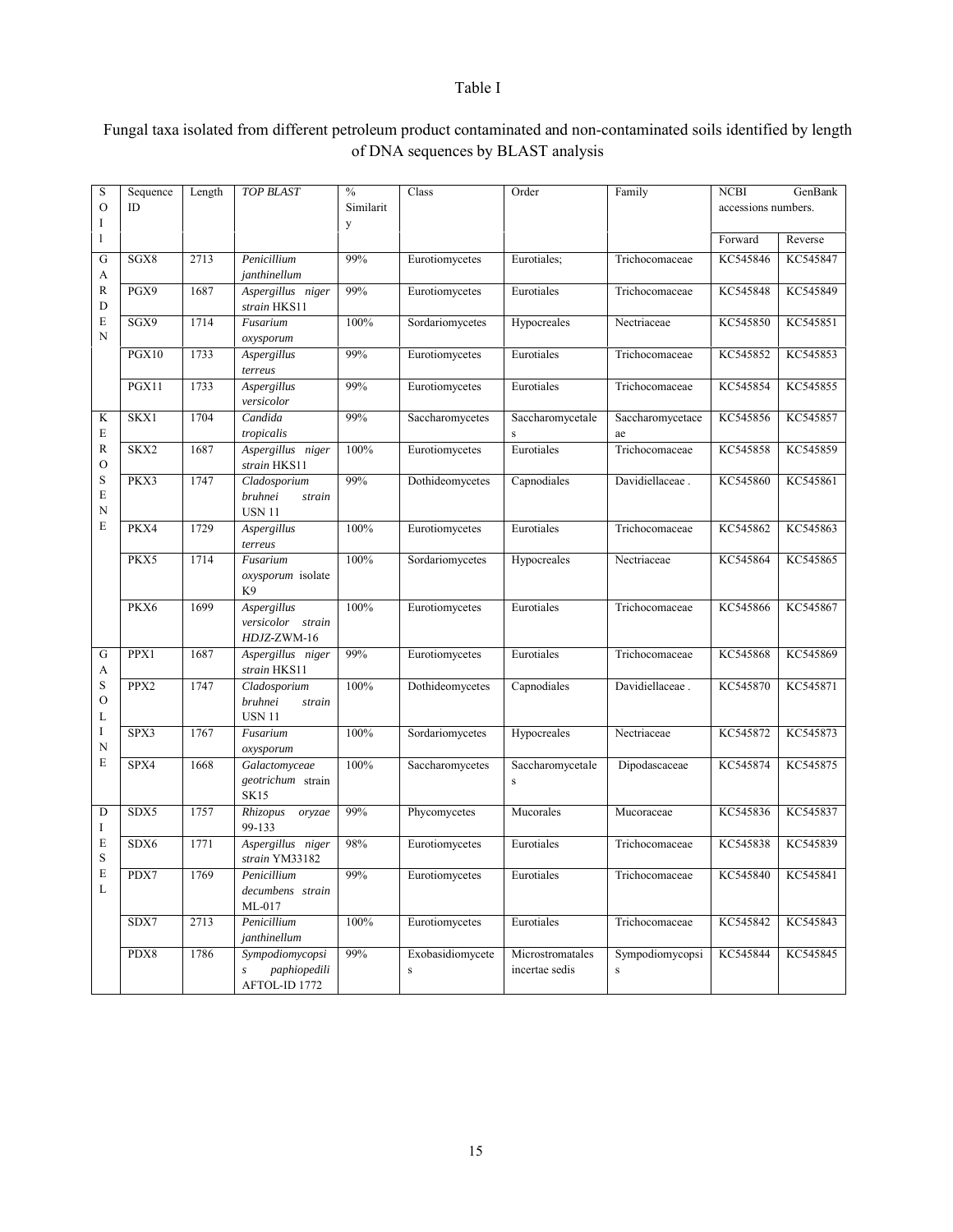Table I

Fungal taxa isolated from different petroleum product contaminated and non-contaminated soils identified by length of DNA sequences by BLAST analysis

| SOIl | Sequence ID | Length | *TOP BLAST* | % Similarity | Class | Order | Family | NCBI GenBank accessions numbers. | |
|---|---|---|---|---|---|---|---|---|---|
| | | | | | | | | Forward | Reverse |
| GARDEN | SGX8 | 2713 | *Penicillium janthinellum* | 99% | Eurotiomycetes | Eurotiales; | Trichocomaceae | KC545846 | KC545847 |
| | PGX9 | 1687 | *Aspergillus niger strain* HKS11 | 99% | Eurotiomycetes | Eurotiales | Trichocomaceae | KC545848 | KC545849 |
| | SGX9 | 1714 | *Fusarium oxysporum* | 100% | Sordariomycetes | Hypocreales | Nectriaceae | KC545850 | KC545851 |
| | PGX10 | 1733 | *Aspergillus terreus* | 99% | Eurotiomycetes | Eurotiales | Trichocomaceae | KC545852 | KC545853 |
| | PGX11 | 1733 | *Aspergillus versicolor* | 99% | Eurotiomycetes | Eurotiales | Trichocomaceae | KC545854 | KC545855 |
| KEROSENE | SKX1 | 1704 | *Candida tropicalis* | 99% | Saccharomycetes | Saccharomycetales | Saccharomycetaceae | KC545856 | KC545857 |
| | SKX2 | 1687 | *Aspergillus niger strain* HKS11 | 100% | Eurotiomycetes | Eurotiales | Trichocomaceae | KC545858 | KC545859 |
| | PKX3 | 1747 | *Cladosporium bruhnei strain* USN 11 | 99% | Dothideomycetes | Capnodiales | Davidiellaceae . | KC545860 | KC545861 |
| | PKX4 | 1729 | *Aspergillus terreus* | 100% | Eurotiomycetes | Eurotiales | Trichocomaceae | KC545862 | KC545863 |
| | PKX5 | 1714 | *Fusarium oxysporum* isolate K9 | 100% | Sordariomycetes | Hypocreales | Nectriaceae | KC545864 | KC545865 |
| | PKX6 | 1699 | *Aspergillus versicolor strain HDJZ-ZWM-16* | 100% | Eurotiomycetes | Eurotiales | Trichocomaceae | KC545866 | KC545867 |
| GASOLINE | PPX1 | 1687 | *Aspergillus niger strain* HKS11 | 99% | Eurotiomycetes | Eurotiales | Trichocomaceae | KC545868 | KC545869 |
| | PPX2 | 1747 | *Cladosporium bruhnei strain* USN 11 | 100% | Dothideomycetes | Capnodiales | Davidiellaceae . | KC545870 | KC545871 |
| | SPX3 | 1767 | *Fusarium oxysporum* | 100% | Sordariomycetes | Hypocreales | Nectriaceae | KC545872 | KC545873 |
| | SPX4 | 1668 | *Galactomyceae geotrichum* strain SK15 | 100% | Saccharomycetes | Saccharomycetales | Dipodascaceae | KC545874 | KC545875 |
| DIESEL | SDX5 | 1757 | *Rhizopus oryzae* 99-133 | 99% | Phycomycetes | Mucorales | Mucoraceae | KC545836 | KC545837 |
| | SDX6 | 1771 | *Aspergillus niger strain* YM33182 | 98% | Eurotiomycetes | Eurotiales | Trichocomaceae | KC545838 | KC545839 |
| | PDX7 | 1769 | *Penicillium decumbens strain* ML-017 | 99% | Eurotiomycetes | Eurotiales | Trichocomaceae | KC545840 | KC545841 |
| | SDX7 | 2713 | *Penicillium janthinellum* | 100% | Eurotiomycetes | Eurotiales | Trichocomaceae | KC545842 | KC545843 |
| | PDX8 | 1786 | *Sympodiomycopsis paphiopedili* AFTOL-ID 1772 | 99% | Exobasidiomycetes | Microstromatales incertae sedis | Sympodiomycopsis | KC545844 | KC545845 |